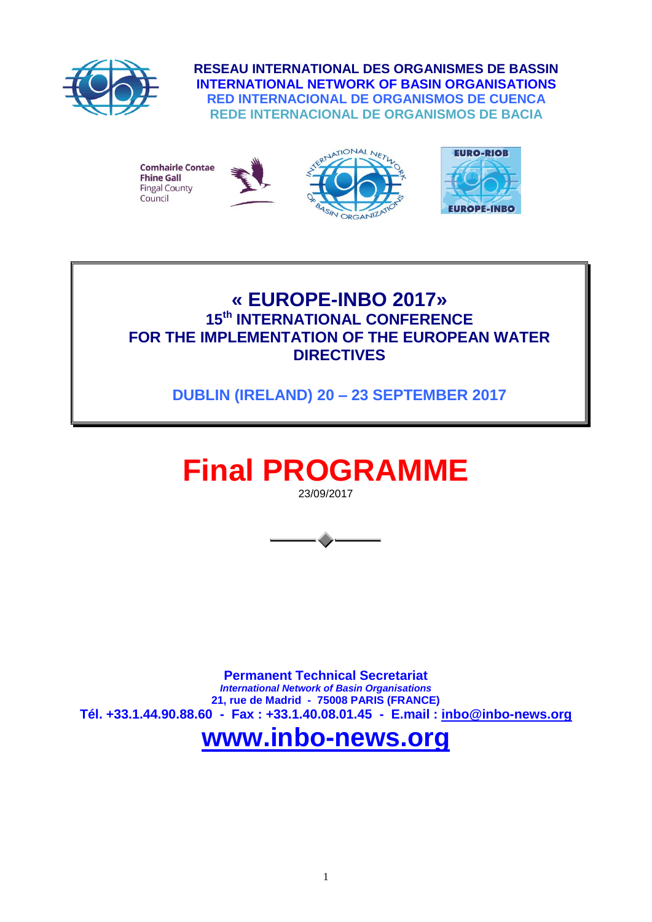**RESEAU INTERNATIONAL DES ORGANISMES DE BASSIN**
**INTERNATIONAL NETWORK OF BASIN ORGANISATIONS**
**RED INTERNACIONAL DE ORGANISMOS DE CUENCA**
**REDE INTERNACIONAL DE ORGANISMOS DE BACIA**

Comhairle Contae Fhine Gall
Fingal County Council

# « EUROPE-INBO 2017»

## 15th INTERNATIONAL CONFERENCE FOR THE IMPLEMENTATION OF THE EUROPEAN WATER DIRECTIVES

**DUBLIN (IRELAND) 20 – 23 SEPTEMBER 2017**

# Final PROGRAMME

23/09/2017

**Permanent Technical Secretariat**
***International Network of Basin Organisations***
**21, rue de Madrid - 75008 PARIS (FRANCE)**
**Tél. +33.1.44.90.88.60 - Fax : +33.1.40.08.01.45 - E.mail : inbo@inbo-news.org**

**www.inbo-news.org**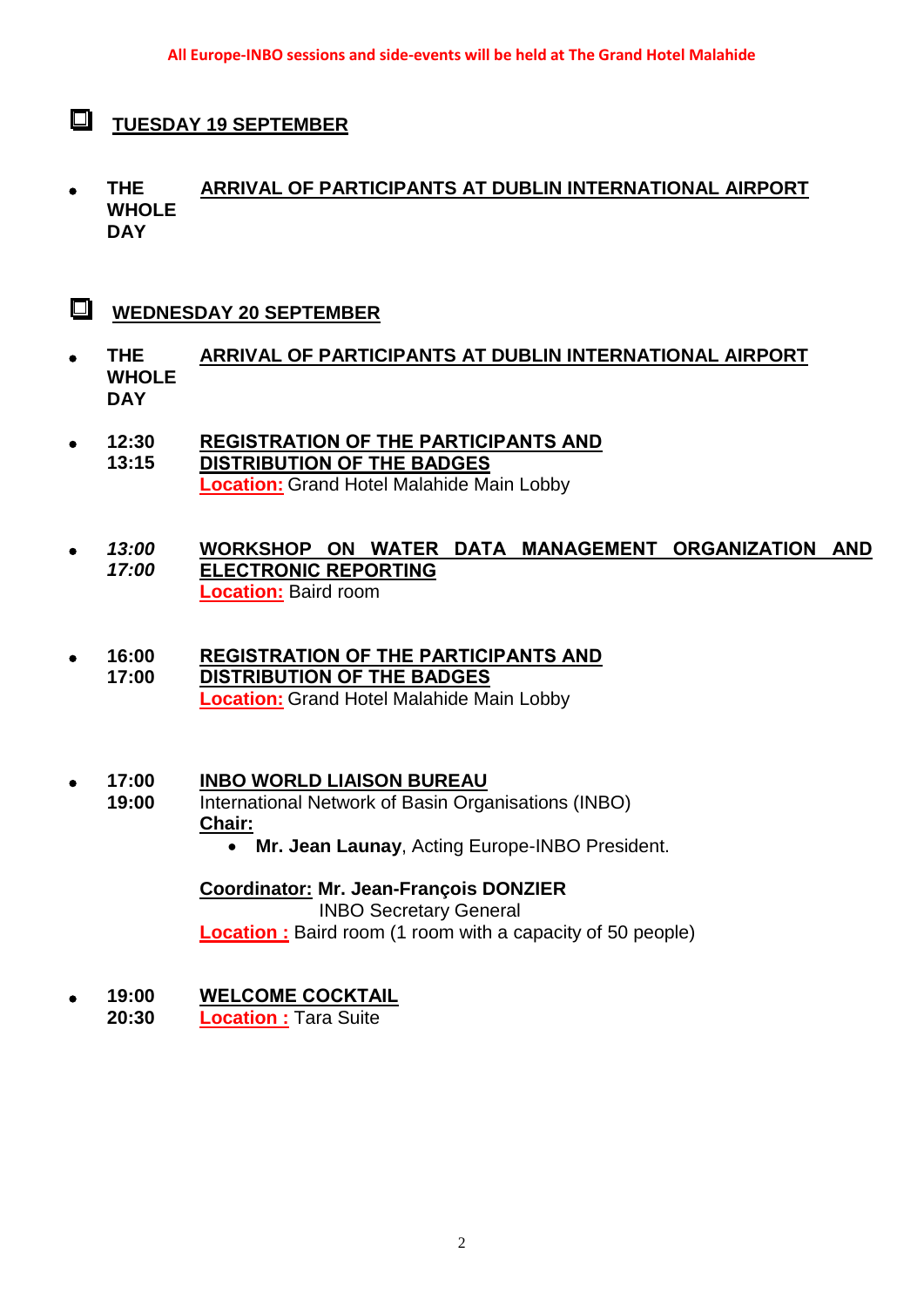**All Europe-INBO sessions and side-events will be held at The Grand Hotel Malahide**

## TUESDAY 19 SEPTEMBER

- **THE WHOLE DAY** — **ARRIVAL OF PARTICIPANTS AT DUBLIN INTERNATIONAL AIRPORT**

## WEDNESDAY 20 SEPTEMBER

- **THE WHOLE DAY** — **ARRIVAL OF PARTICIPANTS AT DUBLIN INTERNATIONAL AIRPORT**

- **12:30 13:15** — **REGISTRATION OF THE PARTICIPANTS AND DISTRIBUTION OF THE BADGES**
  **Location:** Grand Hotel Malahide Main Lobby

- ***13:00 17:00*** — **WORKSHOP ON WATER DATA MANAGEMENT ORGANIZATION AND ELECTRONIC REPORTING**
  **Location:** Baird room

- **16:00 17:00** — **REGISTRATION OF THE PARTICIPANTS AND DISTRIBUTION OF THE BADGES**
  **Location:** Grand Hotel Malahide Main Lobby

- **17:00 19:00** — **INBO WORLD LIAISON BUREAU**
  International Network of Basin Organisations (INBO)
  **Chair:**
  - **Mr. Jean Launay**, Acting Europe-INBO President.

  **Coordinator: Mr. Jean-François DONZIER**
  INBO Secretary General
  **Location :** Baird room (1 room with a capacity of 50 people)

- **19:00 20:30** — **WELCOME COCKTAIL**
  **Location :** Tara Suite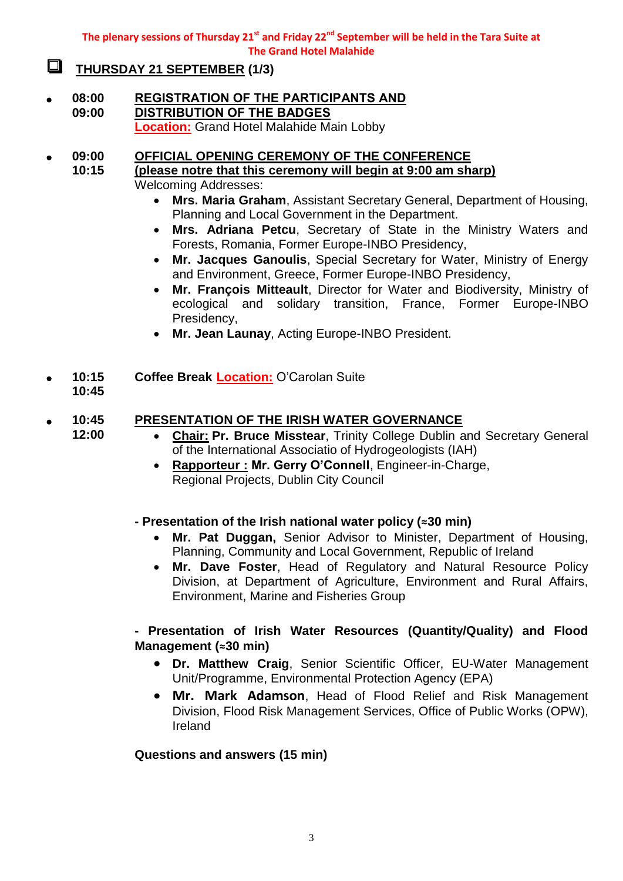**The plenary sessions of Thursday 21st and Friday 22nd September will be held in the Tara Suite at The Grand Hotel Malahide**

## THURSDAY 21 SEPTEMBER (1/3)

- **08:00 – 09:00** — **REGISTRATION OF THE PARTICIPANTS AND DISTRIBUTION OF THE BADGES**
  **Location:** Grand Hotel Malahide Main Lobby

- **09:00 – 10:15** — **OFFICIAL OPENING CEREMONY OF THE CONFERENCE**
  **(please notre that this ceremony will begin at 9:00 am sharp)**
  Welcoming Addresses:
  - **Mrs. Maria Graham**, Assistant Secretary General, Department of Housing, Planning and Local Government in the Department.
  - **Mrs. Adriana Petcu**, Secretary of State in the Ministry Waters and Forests, Romania, Former Europe-INBO Presidency,
  - **Mr. Jacques Ganoulis**, Special Secretary for Water, Ministry of Energy and Environment, Greece, Former Europe-INBO Presidency,
  - **Mr. François Mitteault**, Director for Water and Biodiversity, Ministry of ecological and solidary transition, France, Former Europe-INBO Presidency,
  - **Mr. Jean Launay**, Acting Europe-INBO President.

- **10:15 – 10:45** — **Coffee Break** **Location:** O'Carolan Suite

- **10:45 – 12:00** — **PRESENTATION OF THE IRISH WATER GOVERNANCE**
  - **Chair:** **Pr. Bruce Misstear**, Trinity College Dublin and Secretary General of the International Associatio of Hydrogeologists (IAH)
  - **Rapporteur :** **Mr. Gerry O'Connell**, Engineer-in-Charge, Regional Projects, Dublin City Council

  **- Presentation of the Irish national water policy (≈30 min)**
  - **Mr. Pat Duggan,** Senior Advisor to Minister, Department of Housing, Planning, Community and Local Government, Republic of Ireland
  - **Mr. Dave Foster**, Head of Regulatory and Natural Resource Policy Division, at Department of Agriculture, Environment and Rural Affairs, Environment, Marine and Fisheries Group

  **- Presentation of Irish Water Resources (Quantity/Quality) and Flood Management (≈30 min)**
  - **Dr. Matthew Craig**, Senior Scientific Officer, EU-Water Management Unit/Programme, Environmental Protection Agency (EPA)
  - **Mr. Mark Adamson**, Head of Flood Relief and Risk Management Division, Flood Risk Management Services, Office of Public Works (OPW), Ireland

  **Questions and answers (15 min)**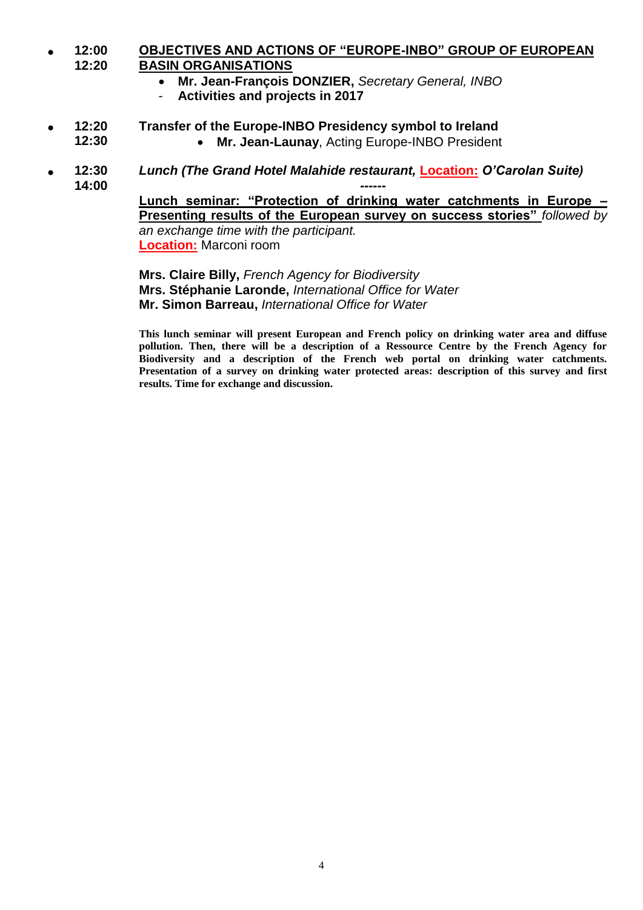- **12:00 – 12:20** **OBJECTIVES AND ACTIONS OF "EUROPE-INBO" GROUP OF EUROPEAN BASIN ORGANISATIONS**
  - **Mr. Jean-François DONZIER,** *Secretary General, INBO*
  - **Activities and projects in 2017**

- **12:20 – 12:30** **Transfer of the Europe-INBO Presidency symbol to Ireland**
  - **Mr. Jean-Launay**, Acting Europe-INBO President

- **12:30 – 14:00** ***Lunch (The Grand Hotel Malahide restaurant, Location: O'Carolan Suite)***

  ***------***

  **Lunch seminar: "Protection of drinking water catchments in Europe – Presenting results of the European survey on success stories"** *followed by an exchange time with the participant.*
  **Location:** Marconi room

  **Mrs. Claire Billy,** *French Agency for Biodiversity*
  **Mrs. Stéphanie Laronde,** *International Office for Water*
  **Mr. Simon Barreau,** *International Office for Water*

  **This lunch seminar will present European and French policy on drinking water area and diffuse pollution. Then, there will be a description of a Ressource Centre by the French Agency for Biodiversity and a description of the French web portal on drinking water catchments. Presentation of a survey on drinking water protected areas: description of this survey and first results. Time for exchange and discussion.**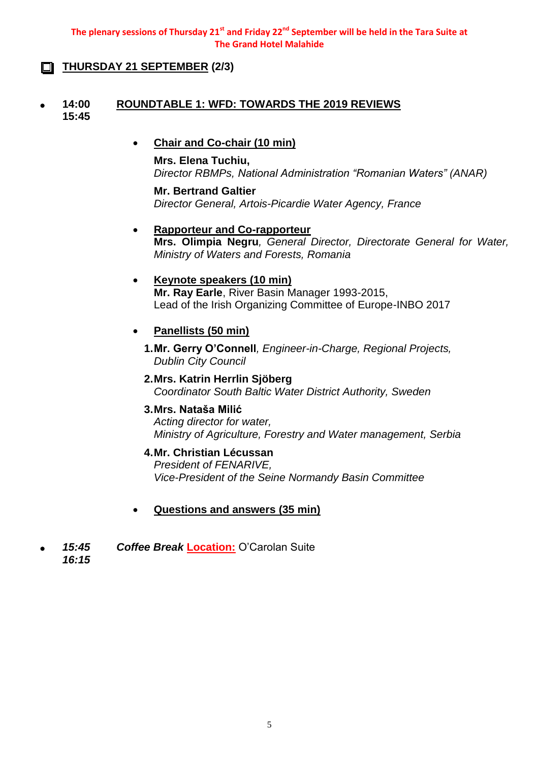**The plenary sessions of Thursday 21st and Friday 22nd September will be held in the Tara Suite at The Grand Hotel Malahide**

## THURSDAY 21 SEPTEMBER (2/3)

- **14:00 – 15:45** **ROUNDTABLE 1: WFD: TOWARDS THE 2019 REVIEWS**

  - **Chair and Co-chair (10 min)**

    **Mrs. Elena Tuchiu,**
    *Director RBMPs, National Administration "Romanian Waters" (ANAR)*

    **Mr. Bertrand Galtier**
    *Director General, Artois-Picardie Water Agency, France*

  - **Rapporteur and Co-rapporteur**
    **Mrs. Olimpia Negru**, *General Director, Directorate General for Water, Ministry of Waters and Forests, Romania*

  - **Keynote speakers (10 min)**
    **Mr. Ray Earle**, River Basin Manager 1993-2015,
    Lead of the Irish Organizing Committee of Europe-INBO 2017

  - **Panellists (50 min)**

    1. **Mr. Gerry O'Connell**, *Engineer-in-Charge, Regional Projects, Dublin City Council*
    2. **Mrs. Katrin Herrlin Sjöberg**
       *Coordinator South Baltic Water District Authority, Sweden*
    3. **Mrs. Nataša Milić**
       *Acting director for water,*
       *Ministry of Agriculture, Forestry and Water management, Serbia*
    4. **Mr. Christian Lécussan**
       *President of FENARIVE,*
       *Vice-President of the Seine Normandy Basin Committee*

  - **Questions and answers (35 min)**

- ***15:45 – 16:15*** ***Coffee Break*** **Location:** O'Carolan Suite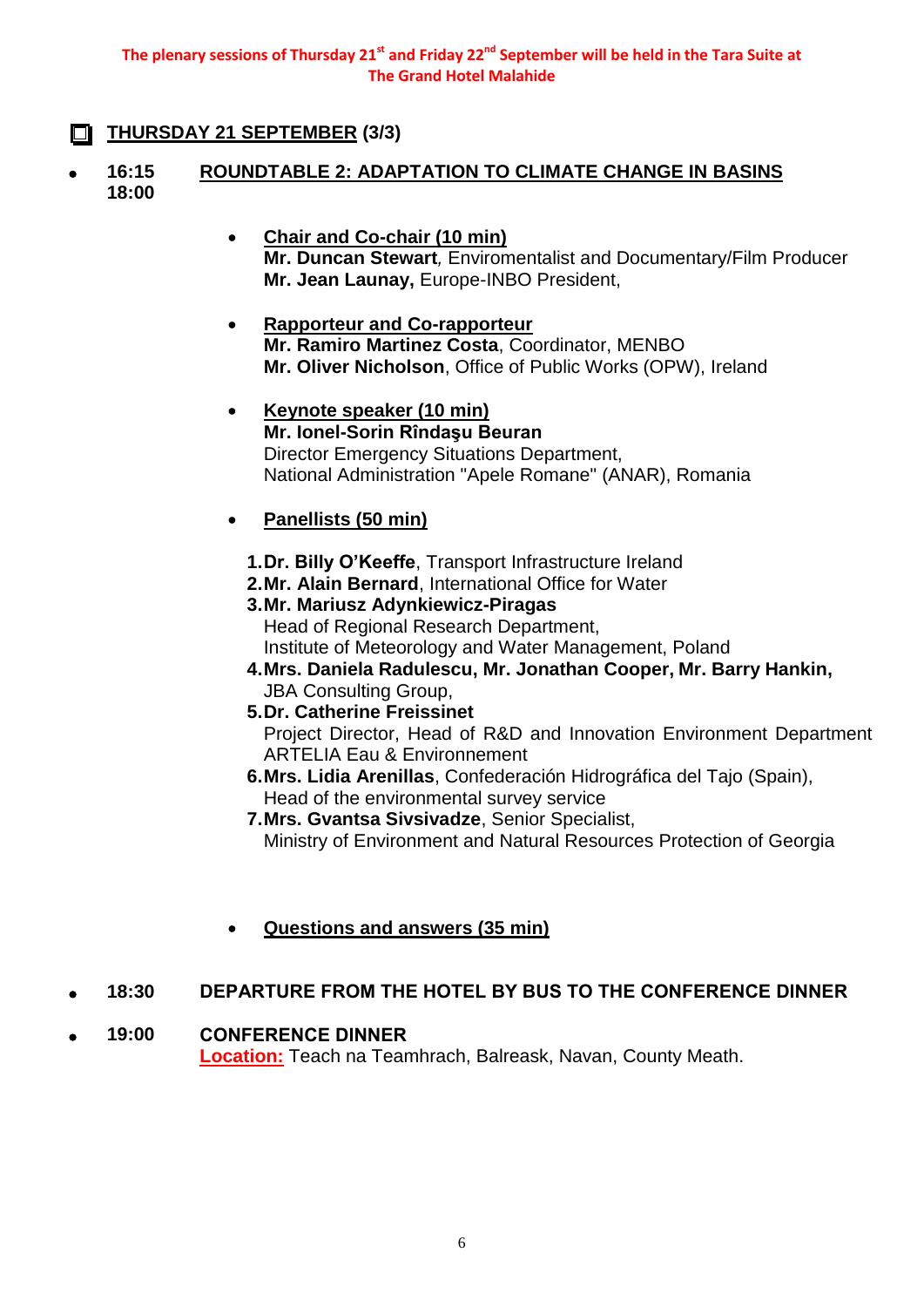**The plenary sessions of Thursday 21st and Friday 22nd September will be held in the Tara Suite at The Grand Hotel Malahide**

## THURSDAY 21 SEPTEMBER (3/3)

- **16:15 – 18:00** **ROUNDTABLE 2: ADAPTATION TO CLIMATE CHANGE IN BASINS**

  - **Chair and Co-chair (10 min)**
    **Mr. Duncan Stewart**, Enviromentalist and Documentary/Film Producer
    **Mr. Jean Launay,** Europe-INBO President,

  - **Rapporteur and Co-rapporteur**
    **Mr. Ramiro Martinez Costa**, Coordinator, MENBO
    **Mr. Oliver Nicholson**, Office of Public Works (OPW), Ireland

  - **Keynote speaker (10 min)**
    **Mr. Ionel-Sorin Rîndaşu Beuran**
    Director Emergency Situations Department,
    National Administration "Apele Romane" (ANAR), Romania

  - **Panellists (50 min)**

    1. **Dr. Billy O'Keeffe**, Transport Infrastructure Ireland
    2. **Mr. Alain Bernard**, International Office for Water
    3. **Mr. Mariusz Adynkiewicz-Piragas**
       Head of Regional Research Department,
       Institute of Meteorology and Water Management, Poland
    4. **Mrs. Daniela Radulescu, Mr. Jonathan Cooper, Mr. Barry Hankin,**
       JBA Consulting Group,
    5. **Dr. Catherine Freissinet**
       Project Director, Head of R&D and Innovation Environment Department
       ARTELIA Eau & Environnement
    6. **Mrs. Lidia Arenillas**, Confederación Hidrográfica del Tajo (Spain),
       Head of the environmental survey service
    7. **Mrs. Gvantsa Sivsivadze**, Senior Specialist,
       Ministry of Environment and Natural Resources Protection of Georgia

  - **Questions and answers (35 min)**

- **18:30** **DEPARTURE FROM THE HOTEL BY BUS TO THE CONFERENCE DINNER**

- **19:00** **CONFERENCE DINNER**
  **Location:** Teach na Teamhrach, Balreask, Navan, County Meath.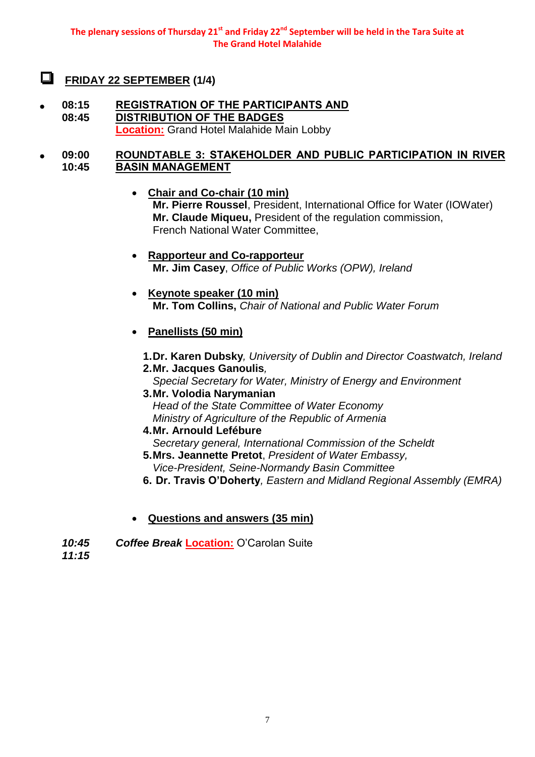**The plenary sessions of Thursday 21st and Friday 22nd September will be held in the Tara Suite at The Grand Hotel Malahide**

## FRIDAY 22 SEPTEMBER (1/4)

- **08:15 – 08:45** **REGISTRATION OF THE PARTICIPANTS AND DISTRIBUTION OF THE BADGES**
  **Location:** Grand Hotel Malahide Main Lobby

- **09:00 – 10:45** **ROUNDTABLE 3: STAKEHOLDER AND PUBLIC PARTICIPATION IN RIVER BASIN MANAGEMENT**

  - **Chair and Co-chair (10 min)**
    **Mr. Pierre Roussel**, President, International Office for Water (IOWater)
    **Mr. Claude Miqueu,** President of the regulation commission, French National Water Committee,

  - **Rapporteur and Co-rapporteur**
    **Mr. Jim Casey**, *Office of Public Works (OPW), Ireland*

  - **Keynote speaker (10 min)**
    **Mr. Tom Collins,** *Chair of National and Public Water Forum*

  - **Panellists (50 min)**

    1. **Dr. Karen Dubsky***, University of Dublin and Director Coastwatch, Ireland*
    2. **Mr. Jacques Ganoulis***,*
       *Special Secretary for Water, Ministry of Energy and Environment*
    3. **Mr. Volodia Narymanian**
       *Head of the State Committee of Water Economy*
       *Ministry of Agriculture of the Republic of Armenia*
    4. **Mr. Arnould Lefébure**
       *Secretary general, International Commission of the Scheldt*
    5. **Mrs. Jeannette Pretot**, *President of Water Embassy,*
       *Vice-President, Seine-Normandy Basin Committee*
    6. **Dr. Travis O'Doherty***, Eastern and Midland Regional Assembly (EMRA)*

  - **Questions and answers (35 min)**

- ***10:45 – 11:15*** ***Coffee Break*** **Location:** O'Carolan Suite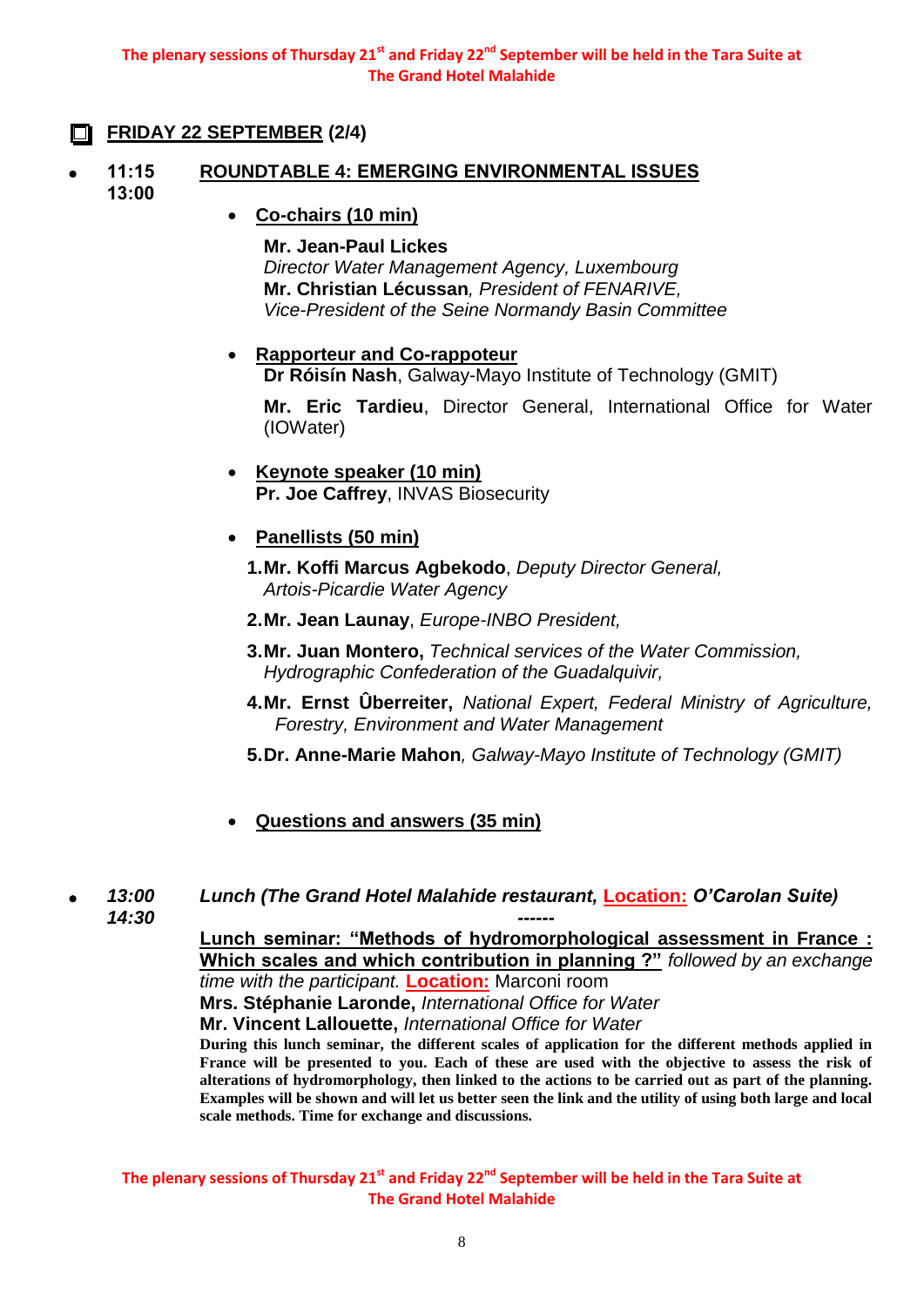**The plenary sessions of Thursday 21st and Friday 22nd September will be held in the Tara Suite at The Grand Hotel Malahide**

## FRIDAY 22 SEPTEMBER (2/4)

- **11:15 – 13:00** **ROUNDTABLE 4: EMERGING ENVIRONMENTAL ISSUES**

  - **Co-chairs (10 min)**

    **Mr. Jean-Paul Lickes**
    *Director Water Management Agency, Luxembourg*
    **Mr. Christian Lécussan**, *President of FENARIVE, Vice-President of the Seine Normandy Basin Committee*

  - **Rapporteur and Co-rappoteur**
    **Dr Róisín Nash**, Galway-Mayo Institute of Technology (GMIT)

    **Mr. Eric Tardieu**, Director General, International Office for Water (IOWater)

  - **Keynote speaker (10 min)**
    **Pr. Joe Caffrey**, INVAS Biosecurity

  - **Panellists (50 min)**

    1. **Mr. Koffi Marcus Agbekodo**, *Deputy Director General, Artois-Picardie Water Agency*
    2. **Mr. Jean Launay**, *Europe-INBO President,*
    3. **Mr. Juan Montero,** *Technical services of the Water Commission, Hydrographic Confederation of the Guadalquivir,*
    4. **Mr. Ernst Ûberreiter,** *National Expert, Federal Ministry of Agriculture, Forestry, Environment and Water Management*
    5. **Dr. Anne-Marie Mahon**, *Galway-Mayo Institute of Technology (GMIT)*

  - **Questions and answers (35 min)**

- ***13:00 – 14:30*** ***Lunch (The Grand Hotel Malahide restaurant, Location: O'Carolan Suite)***

  ------

  **Lunch seminar: "Methods of hydromorphological assessment in France : Which scales and which contribution in planning ?"** *followed by an exchange time with the participant.* **Location:** Marconi room
  **Mrs. Stéphanie Laronde,** *International Office for Water*
  **Mr. Vincent Lallouette,** *International Office for Water*
  **During this lunch seminar, the different scales of application for the different methods applied in France will be presented to you. Each of these are used with the objective to assess the risk of alterations of hydromorphology, then linked to the actions to be carried out as part of the planning. Examples will be shown and will let us better seen the link and the utility of using both large and local scale methods. Time for exchange and discussions.**

**The plenary sessions of Thursday 21st and Friday 22nd September will be held in the Tara Suite at The Grand Hotel Malahide**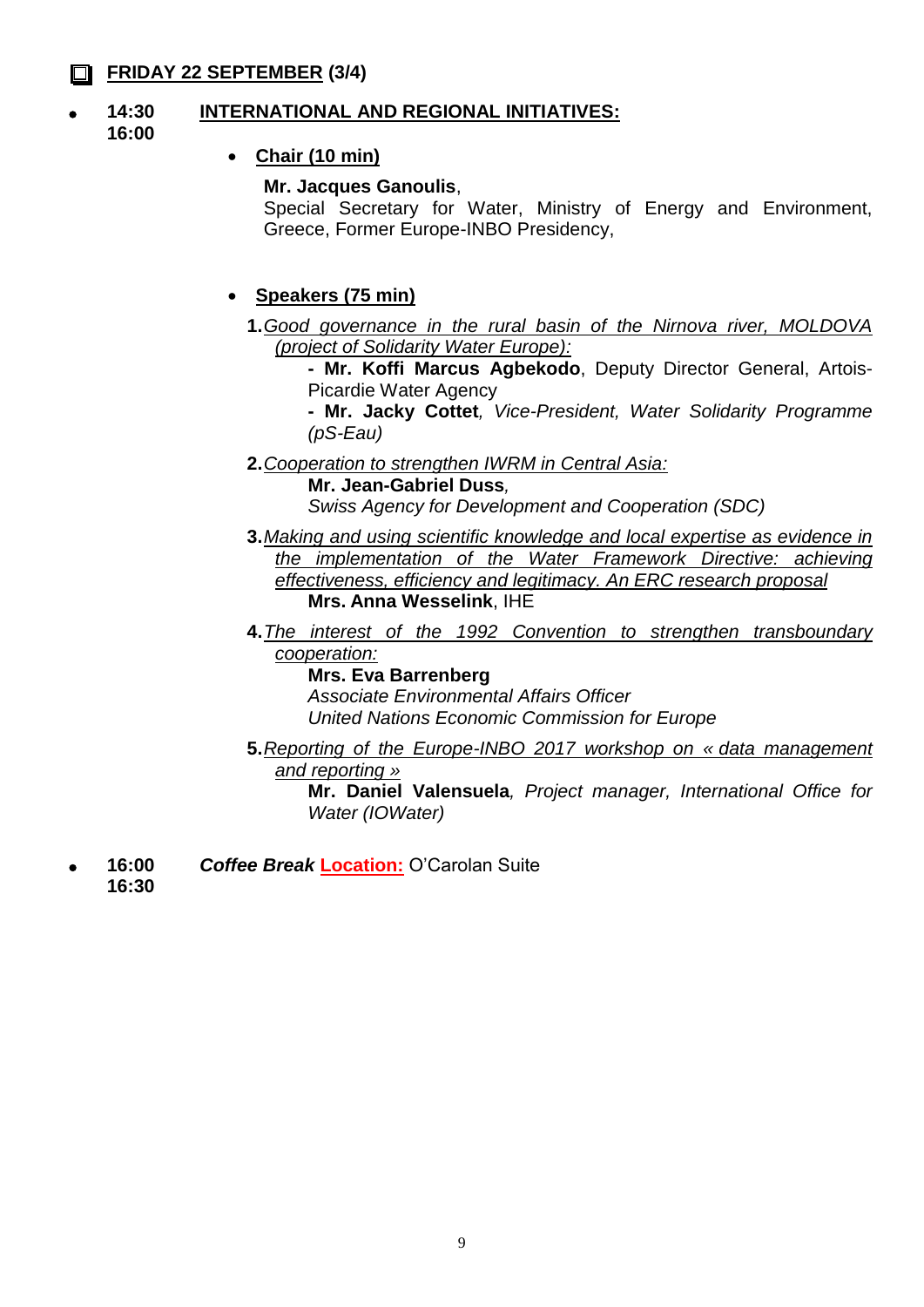## **FRIDAY 22 SEPTEMBER (3/4)**

- **14:30 16:00** **INTERNATIONAL AND REGIONAL INITIATIVES:**

  - **Chair (10 min)**

    **Mr. Jacques Ganoulis**,
    Special Secretary for Water, Ministry of Energy and Environment, Greece, Former Europe-INBO Presidency,

  - **Speakers (75 min)**

    **1.** *Good governance in the rural basin of the Nirnova river, MOLDOVA (project of Solidarity Water Europe):*
    **- Mr. Koffi Marcus Agbekodo**, Deputy Director General, Artois-Picardie Water Agency
    **- Mr. Jacky Cottet**, *Vice-President, Water Solidarity Programme (pS-Eau)*

    **2.** *Cooperation to strengthen IWRM in Central Asia:*
    **Mr. Jean-Gabriel Duss**,
    *Swiss Agency for Development and Cooperation (SDC)*

    **3.** *Making and using scientific knowledge and local expertise as evidence in the implementation of the Water Framework Directive: achieving effectiveness, efficiency and legitimacy. An ERC research proposal*
    **Mrs. Anna Wesselink**, IHE

    **4.** *The interest of the 1992 Convention to strengthen transboundary cooperation:*
    **Mrs. Eva Barrenberg**
    *Associate Environmental Affairs Officer*
    *United Nations Economic Commission for Europe*

    **5.** *Reporting of the Europe-INBO 2017 workshop on « data management and reporting »*
    **Mr. Daniel Valensuela**, *Project manager, International Office for Water (IOWater)*

- **16:00 16:30** ***Coffee Break*** **Location:** O'Carolan Suite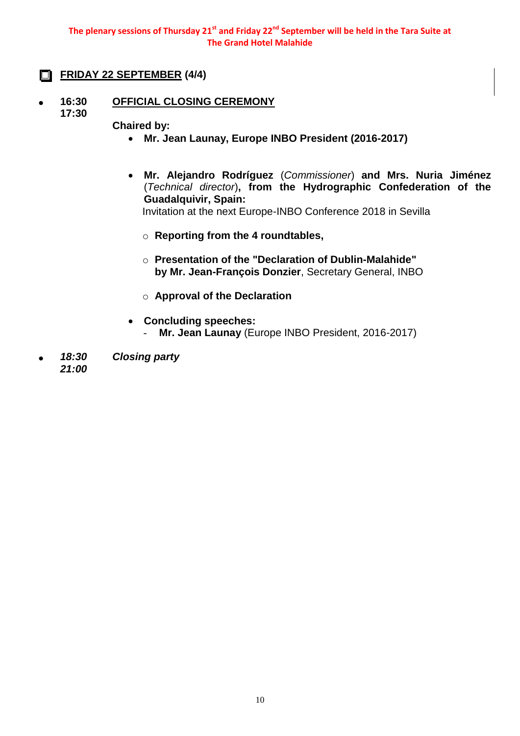**The plenary sessions of Thursday 21st and Friday 22nd September will be held in the Tara Suite at The Grand Hotel Malahide**

## FRIDAY 22 SEPTEMBER (4/4)

- **16:30 – 17:30** **OFFICIAL CLOSING CEREMONY**

  **Chaired by:**

  - **Mr. Jean Launay, Europe INBO President (2016-2017)**

  - **Mr. Alejandro Rodríguez** (*Commissioner*) **and Mrs. Nuria Jiménez** (*Technical director*)**, from the Hydrographic Confederation of the Guadalquivir, Spain:**
    Invitation at the next Europe-INBO Conference 2018 in Sevilla

    - **Reporting from the 4 roundtables,**
    - **Presentation of the "Declaration of Dublin-Malahide" by Mr. Jean-François Donzier**, Secretary General, INBO
    - **Approval of the Declaration**

  - **Concluding speeches:**
    - **Mr. Jean Launay** (Europe INBO President, 2016-2017)

- ***18:30 – 21:00*** ***Closing party***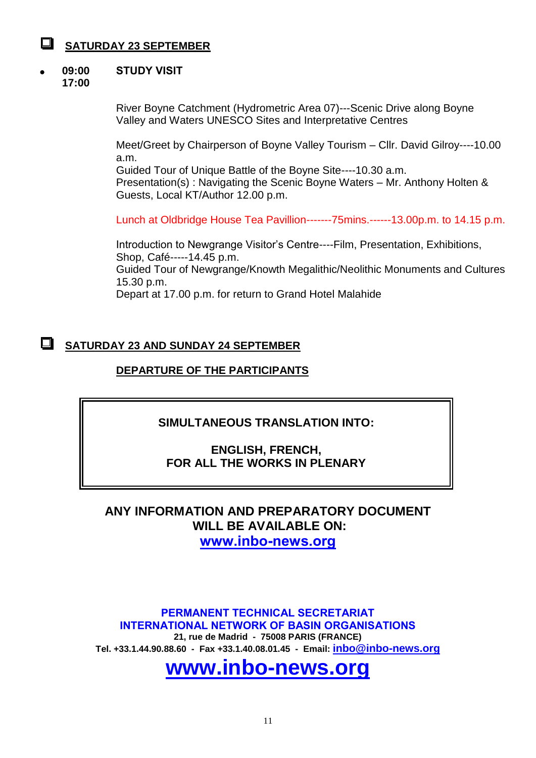## SATURDAY 23 SEPTEMBER

- **09:00 17:00** **STUDY VISIT**

River Boyne Catchment (Hydrometric Area 07)---Scenic Drive along Boyne Valley and Waters UNESCO Sites and Interpretative Centres

Meet/Greet by Chairperson of Boyne Valley Tourism – Cllr. David Gilroy----10.00 a.m.
Guided Tour of Unique Battle of the Boyne Site----10.30 a.m.
Presentation(s) : Navigating the Scenic Boyne Waters – Mr. Anthony Holten & Guests, Local KT/Author 12.00 p.m.

Lunch at Oldbridge House Tea Pavillion-------75mins.------13.00p.m. to 14.15 p.m.

Introduction to Newgrange Visitor's Centre----Film, Presentation, Exhibitions, Shop, Café-----14.45 p.m.
Guided Tour of Newgrange/Knowth Megalithic/Neolithic Monuments and Cultures 15.30 p.m.
Depart at 17.00 p.m. for return to Grand Hotel Malahide

## SATURDAY 23 AND SUNDAY 24 SEPTEMBER

**DEPARTURE OF THE PARTICIPANTS**

**SIMULTANEOUS TRANSLATION INTO:**

**ENGLISH, FRENCH,**
**FOR ALL THE WORKS IN PLENARY**

**ANY INFORMATION AND PREPARATORY DOCUMENT WILL BE AVAILABLE ON:**
**www.inbo-news.org**

**PERMANENT TECHNICAL SECRETARIAT**
**INTERNATIONAL NETWORK OF BASIN ORGANISATIONS**
**21, rue de Madrid - 75008 PARIS (FRANCE)**
**Tel. +33.1.44.90.88.60 - Fax +33.1.40.08.01.45 - Email: inbo@inbo-news.org**

**www.inbo-news.org**